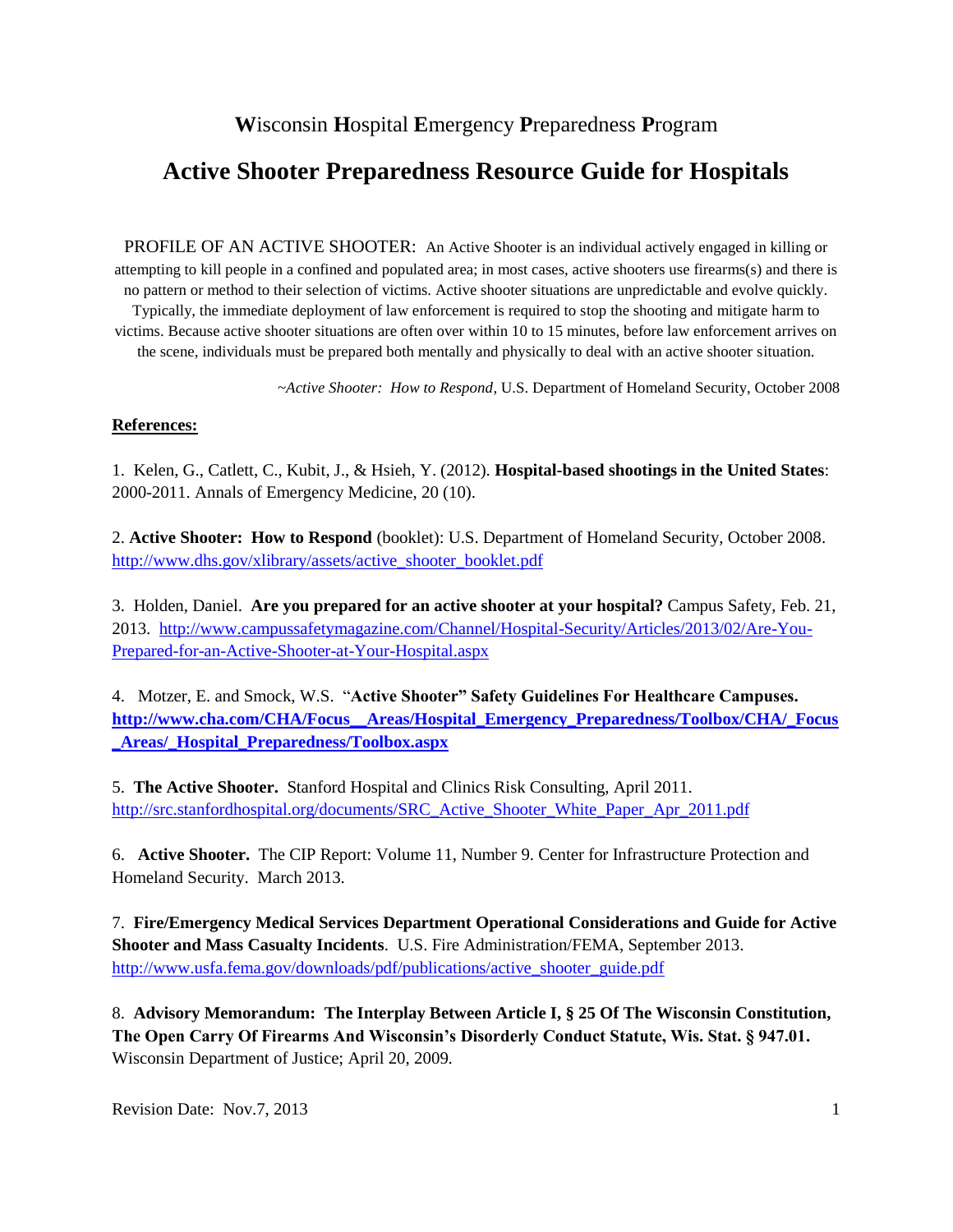# **W**isconsin **H**ospital **E**mergency **P**reparedness **P**rogram

## Active Shooter Preparedness Resource Guide for Hospitals

PROFILE OF AN ACTIVE SHOOTER: An Active Shooter is an individual actively engaged in killing or attempting to kill people in a confined and populated area; in most cases, active shooters use firearms(s) and there is no pattern or method to their selection of victims. Active shooter situations are unpredictable and evolve quickly. Typically, the immediate deployment of law enforcement is required to stop the shooting and mitigate harm to victims. Because active shooter situations are often over within 10 to 15 minutes, before law enforcement arrives on the scene, individuals must be prepared both mentally and physically to deal with an active shooter situation.

~*Active Shooter: How to Respond*, U.S. Department of Homeland Security, October 2008

**References:**

1. Kelen, G., Catlett, C., Kubit, J., & Hsieh, Y. (2012). **Hospital-based shootings in the United States**: 2000-2011. Annals of Emergency Medicine, 20 (10).

2. **Active Shooter: How to Respond** (booklet): U.S. Department of Homeland Security, October 2008. http://www.dhs.gov/xlibrary/assets/active_shooter_booklet.pdf

3. Holden, Daniel. **Are you prepared for an active shooter at your hospital?** Campus Safety, Feb. 21, 2013. http://www.campussafetymagazine.com/Channel/Hospital-Security/Articles/2013/02/Are-You-Prepared-for-an-Active-Shooter-at-Your-Hospital.aspx

4. Motzer, E. and Smock, W.S. "**Active Shooter" Safety Guidelines For Healthcare Campuses.** **http://www.cha.com/CHA/Focus__Areas/Hospital_Emergency_Preparedness/Toolbox/CHA/_Focus_Areas/_Hospital_Preparedness/Toolbox.aspx**

5. **The Active Shooter.** Stanford Hospital and Clinics Risk Consulting, April 2011. http://src.stanfordhospital.org/documents/SRC_Active_Shooter_White_Paper_Apr_2011.pdf

6. **Active Shooter.** The CIP Report: Volume 11, Number 9. Center for Infrastructure Protection and Homeland Security. March 2013.

7. **Fire/Emergency Medical Services Department Operational Considerations and Guide for Active Shooter and Mass Casualty Incidents**. U.S. Fire Administration/FEMA, September 2013. http://www.usfa.fema.gov/downloads/pdf/publications/active_shooter_guide.pdf

8. **Advisory Memorandum: The Interplay Between Article I, § 25 Of The Wisconsin Constitution, The Open Carry Of Firearms And Wisconsin's Disorderly Conduct Statute, Wis. Stat. § 947.01.** Wisconsin Department of Justice; April 20, 2009.

Revision Date: Nov.7, 2013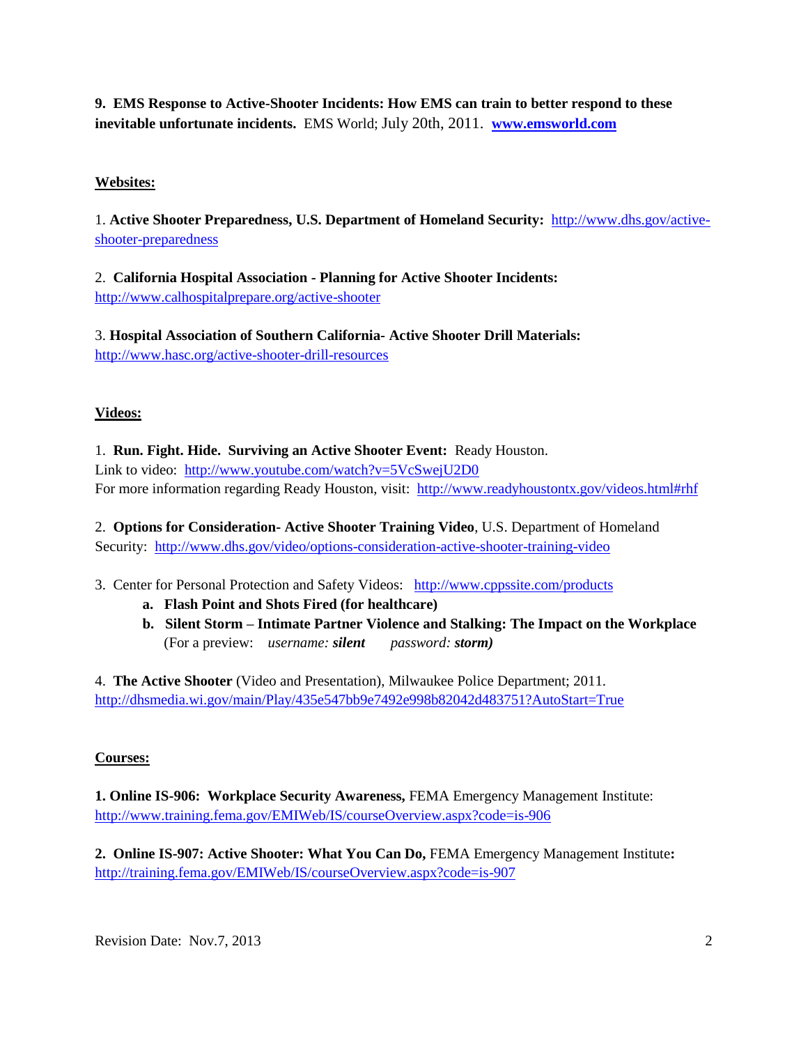**9. EMS Response to Active-Shooter Incidents: How EMS can train to better respond to these inevitable unfortunate incidents.** EMS World; July 20th, 2011. **www.emsworld.com**

## Websites:

1. **Active Shooter Preparedness, U.S. Department of Homeland Security:** http://www.dhs.gov/active-shooter-preparedness

2. **California Hospital Association - Planning for Active Shooter Incidents:** http://www.calhospitalprepare.org/active-shooter

3. **Hospital Association of Southern California- Active Shooter Drill Materials:** http://www.hasc.org/active-shooter-drill-resources

## Videos:

1. **Run. Fight. Hide. Surviving an Active Shooter Event:** Ready Houston.
Link to video: http://www.youtube.com/watch?v=5VcSwejU2D0
For more information regarding Ready Houston, visit: http://www.readyhoustontx.gov/videos.html#rhf

2. **Options for Consideration- Active Shooter Training Video**, U.S. Department of Homeland Security: http://www.dhs.gov/video/options-consideration-active-shooter-training-video

3. Center for Personal Protection and Safety Videos: http://www.cppssite.com/products
   - **a. Flash Point and Shots Fired (for healthcare)**
   - **b. Silent Storm – Intimate Partner Violence and Stalking: The Impact on the Workplace**
     (For a preview: *username:* ***silent*** *password:* ***storm)***

4. **The Active Shooter** (Video and Presentation), Milwaukee Police Department; 2011.
http://dhsmedia.wi.gov/main/Play/435e547bb9e7492e998b82042d483751?AutoStart=True

## Courses:

**1. Online IS-906: Workplace Security Awareness,** FEMA Emergency Management Institute: http://www.training.fema.gov/EMIWeb/IS/courseOverview.aspx?code=is-906

**2. Online IS-907: Active Shooter: What You Can Do,** FEMA Emergency Management Institute**:** http://training.fema.gov/EMIWeb/IS/courseOverview.aspx?code=is-907

Revision Date: Nov.7, 2013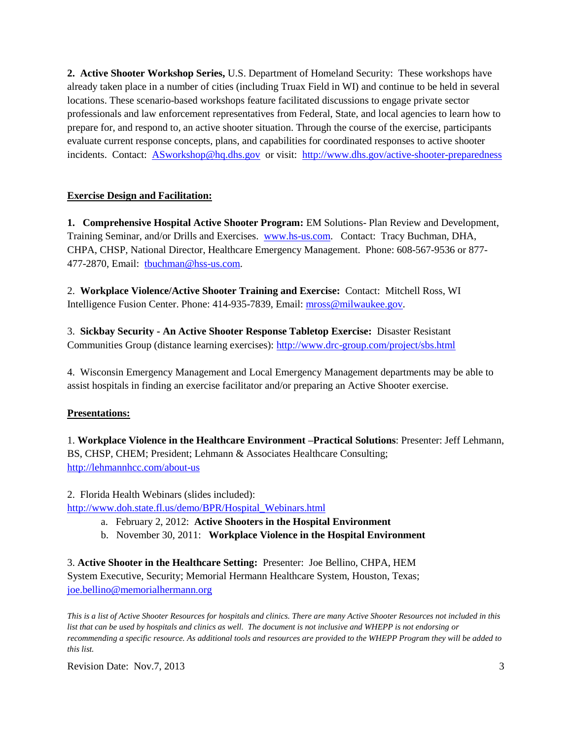**2. Active Shooter Workshop Series,** U.S. Department of Homeland Security: These workshops have already taken place in a number of cities (including Truax Field in WI) and continue to be held in several locations. These scenario-based workshops feature facilitated discussions to engage private sector professionals and law enforcement representatives from Federal, State, and local agencies to learn how to prepare for, and respond to, an active shooter situation. Through the course of the exercise, participants evaluate current response concepts, plans, and capabilities for coordinated responses to active shooter incidents. Contact: ASworkshop@hq.dhs.gov or visit: http://www.dhs.gov/active-shooter-preparedness

**Exercise Design and Facilitation:**

**1. Comprehensive Hospital Active Shooter Program:** EM Solutions- Plan Review and Development, Training Seminar, and/or Drills and Exercises. www.hs-us.com. Contact: Tracy Buchman, DHA, CHPA, CHSP, National Director, Healthcare Emergency Management. Phone: 608-567-9536 or 877-477-2870, Email: tbuchman@hss-us.com.

2. **Workplace Violence/Active Shooter Training and Exercise:** Contact: Mitchell Ross, WI Intelligence Fusion Center. Phone: 414-935-7839, Email: mross@milwaukee.gov.

3. **Sickbay Security - An Active Shooter Response Tabletop Exercise:** Disaster Resistant Communities Group (distance learning exercises): http://www.drc-group.com/project/sbs.html

4. Wisconsin Emergency Management and Local Emergency Management departments may be able to assist hospitals in finding an exercise facilitator and/or preparing an Active Shooter exercise.

**Presentations:**

1. **Workplace Violence in the Healthcare Environment –Practical Solutions**: Presenter: Jeff Lehmann, BS, CHSP, CHEM; President; Lehmann & Associates Healthcare Consulting; http://lehmannhcc.com/about-us

2. Florida Health Webinars (slides included): http://www.doh.state.fl.us/demo/BPR/Hospital_Webinars.html

   a. February 2, 2012: **Active Shooters in the Hospital Environment**
   b. November 30, 2011: **Workplace Violence in the Hospital Environment**

3. **Active Shooter in the Healthcare Setting:** Presenter: Joe Bellino, CHPA, HEM System Executive, Security; Memorial Hermann Healthcare System, Houston, Texas; joe.bellino@memorialhermann.org

*This is a list of Active Shooter Resources for hospitals and clinics. There are many Active Shooter Resources not included in this list that can be used by hospitals and clinics as well. The document is not inclusive and WHEPP is not endorsing or recommending a specific resource. As additional tools and resources are provided to the WHEPP Program they will be added to this list.*

Revision Date: Nov.7, 2013